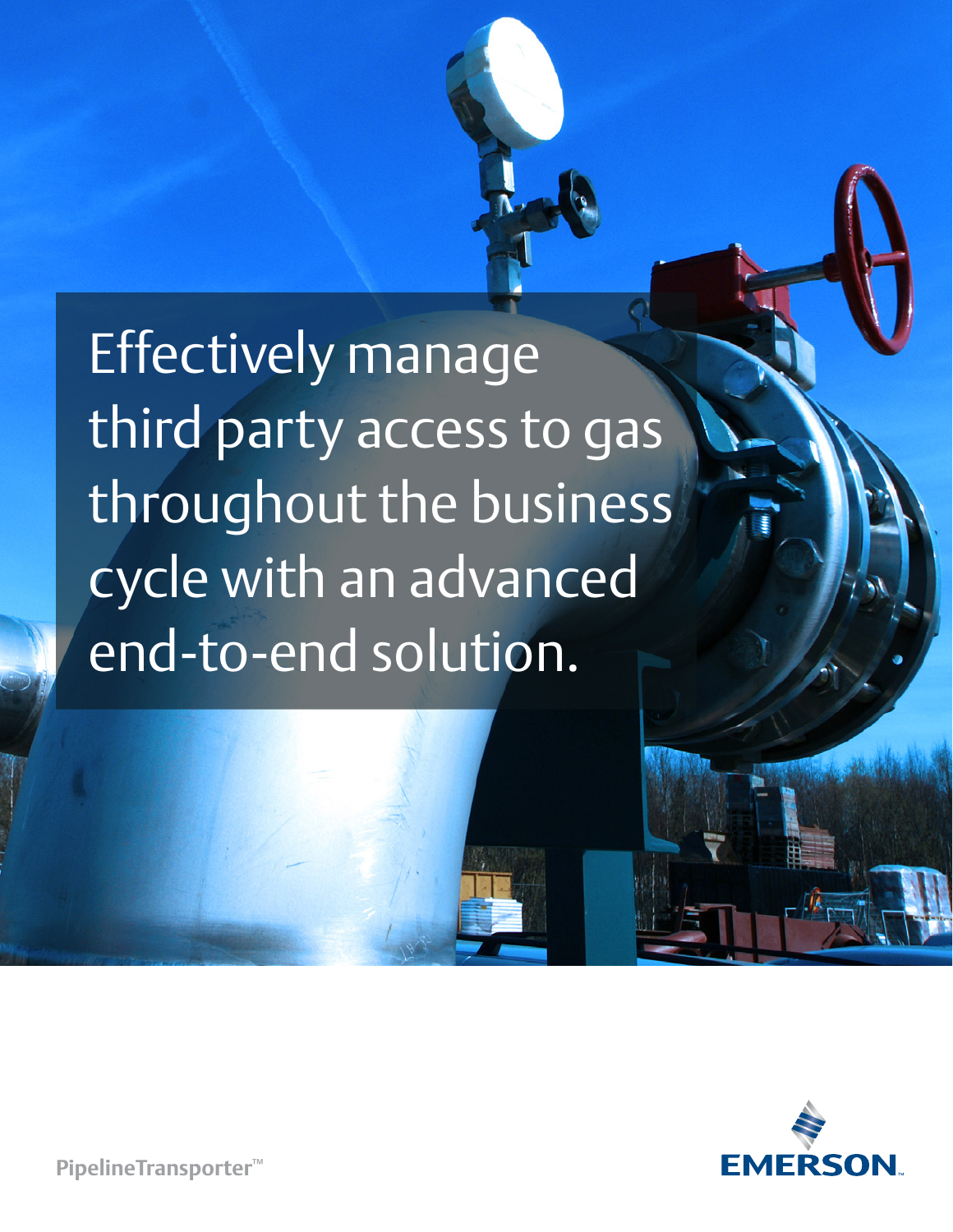# Effectively manage third party access to gas throughout the business cycle with an advanced end-to-end solution.

PipelineTransporter™

EMERSON.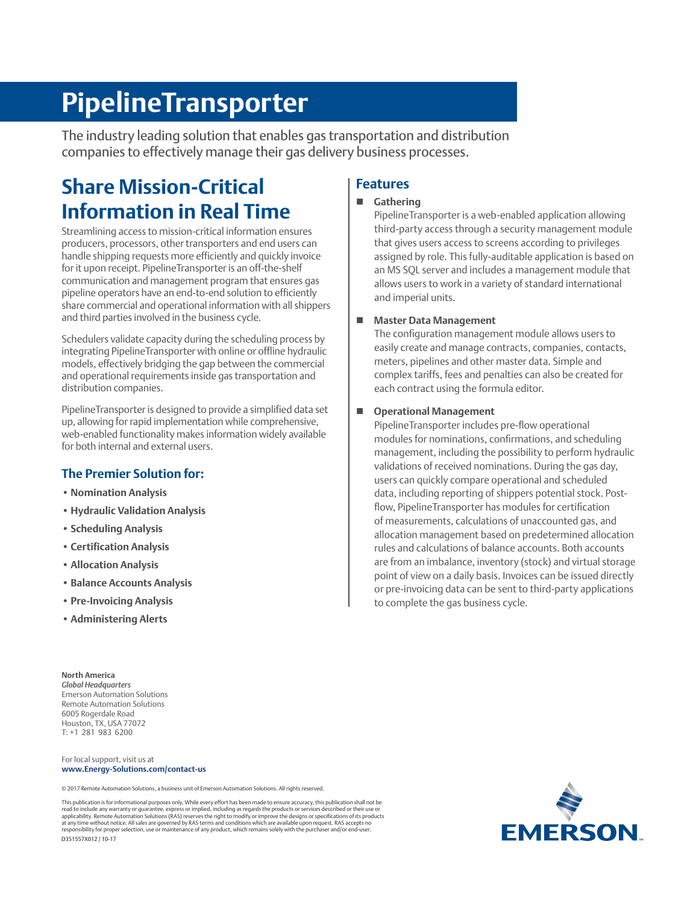# PipelineTransporter

The industry leading solution that enables gas transportation and distribution companies to effectively manage their gas delivery business processes.

## Share Mission-Critical Information in Real Time

Streamlining access to mission-critical information ensures producers, processors, other transporters and end users can handle shipping requests more efficiently and quickly invoice for it upon receipt. PipelineTransporter is an off-the-shelf communication and management program that ensures gas pipeline operators have an end-to-end solution to efficiently share commercial and operational information with all shippers and third parties involved in the business cycle.

Schedulers validate capacity during the scheduling process by integrating PipelineTransporter with online or offline hydraulic models, effectively bridging the gap between the commercial and operational requirements inside gas transportation and distribution companies.

PipelineTransporter is designed to provide a simplified data set up, allowing for rapid implementation while comprehensive, web-enabled functionality makes information widely available for both internal and external users.

### The Premier Solution for:

- **Nomination Analysis**
- **Hydraulic Validation Analysis**
- **Scheduling Analysis**
- **Certification Analysis**
- **Allocation Analysis**
- **Balance Accounts Analysis**
- **Pre-Invoicing Analysis**
- **Administering Alerts**

## Features

- **Gathering**
  PipelineTransporter is a web-enabled application allowing third-party access through a security management module that gives users access to screens according to privileges assigned by role. This fully-auditable application is based on an MS SQL server and includes a management module that allows users to work in a variety of standard international and imperial units.

- **Master Data Management**
  The configuration management module allows users to easily create and manage contracts, companies, contacts, meters, pipelines and other master data. Simple and complex tariffs, fees and penalties can also be created for each contract using the formula editor.

- **Operational Management**
  PipelineTransporter includes pre-flow operational modules for nominations, confirmations, and scheduling management, including the possibility to perform hydraulic validations of received nominations. During the gas day, users can quickly compare operational and scheduled data, including reporting of shippers potential stock. Post-flow, PipelineTransporter has modules for certification of measurements, calculations of unaccounted gas, and allocation management based on predetermined allocation rules and calculations of balance accounts. Both accounts are from an imbalance, inventory (stock) and virtual storage point of view on a daily basis. Invoices can be issued directly or pre-invoicing data can be sent to third-party applications to complete the gas business cycle.

**North America**
*Global Headquarters*
Emerson Automation Solutions
Remote Automation Solutions
6005 Rogerdale Road
Houston, TX, USA 77072
T: +1 281 983 6200

For local support, visit us at
**www.Energy-Solutions.com/contact-us**

© 2017 Remote Automation Solutions, a business unit of Emerson Automation Solutions. All rights reserved.

This publication is for informational purposes only. While every effort has been made to ensure accuracy, this publication shall not be read to include any warranty or guarantee, express or implied, including as regards the products or services described or their use or applicability. Remote Automation Solutions (RAS) reserves the right to modify or improve the designs or specifications of its products at any time without notice. All sales are governed by RAS terms and conditions which are available upon request. RAS accepts no responsibility for proper selection, use or maintenance of any product, which remains solely with the purchaser and/or end-user.

D351557X012 / 10-17

EMERSON